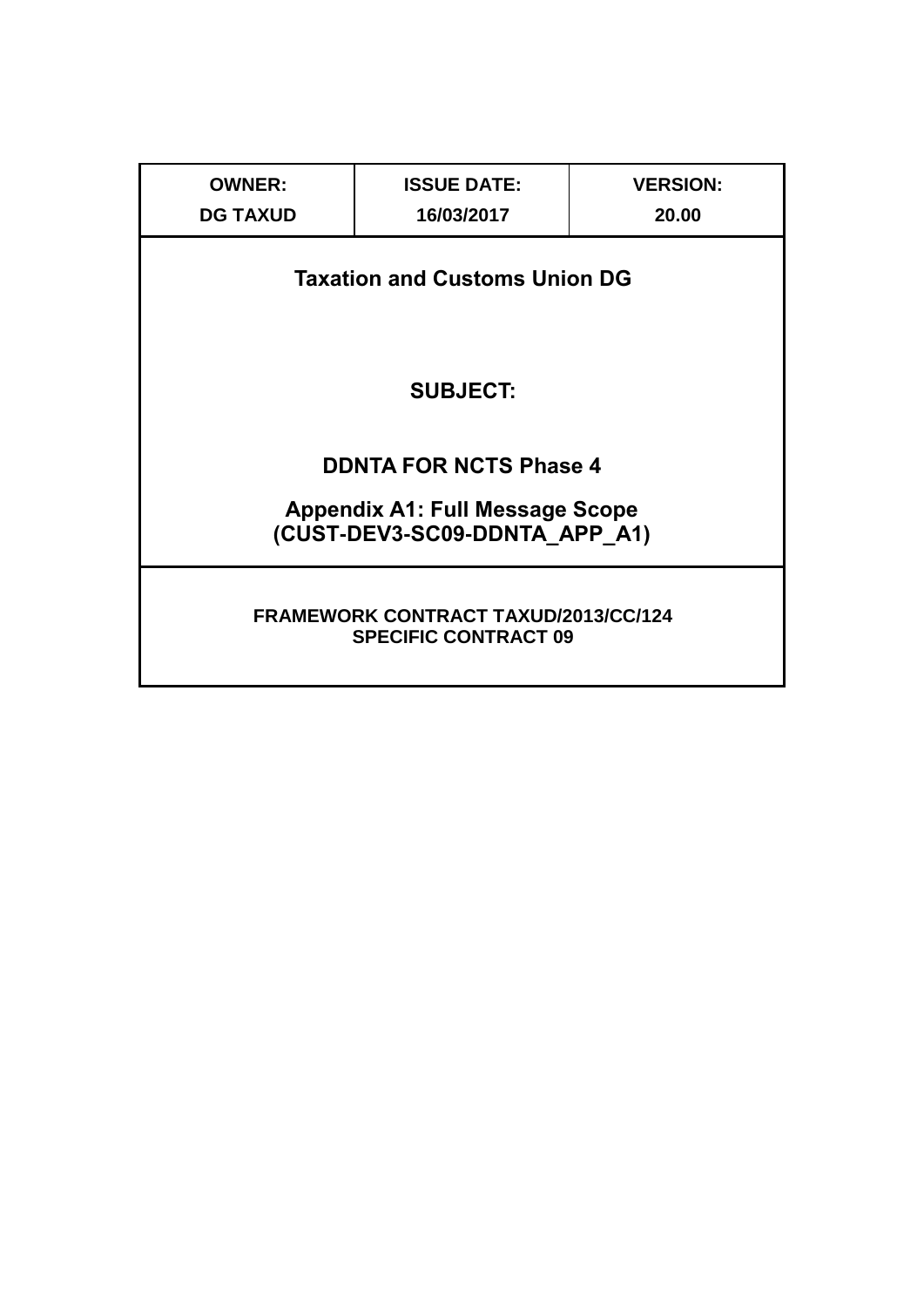| OWNER: | ISSUE DATE: | VERSION: |
| --- | --- | --- |
| DG TAXUD | 16/03/2017 | 20.00 |

**Taxation and Customs Union DG**

**SUBJECT:**

# DDNTA FOR NCTS Phase 4

## Appendix A1: Full Message Scope (CUST-DEV3-SC09-DDNTA_APP_A1)

**FRAMEWORK CONTRACT TAXUD/2013/CC/124**
**SPECIFIC CONTRACT 09**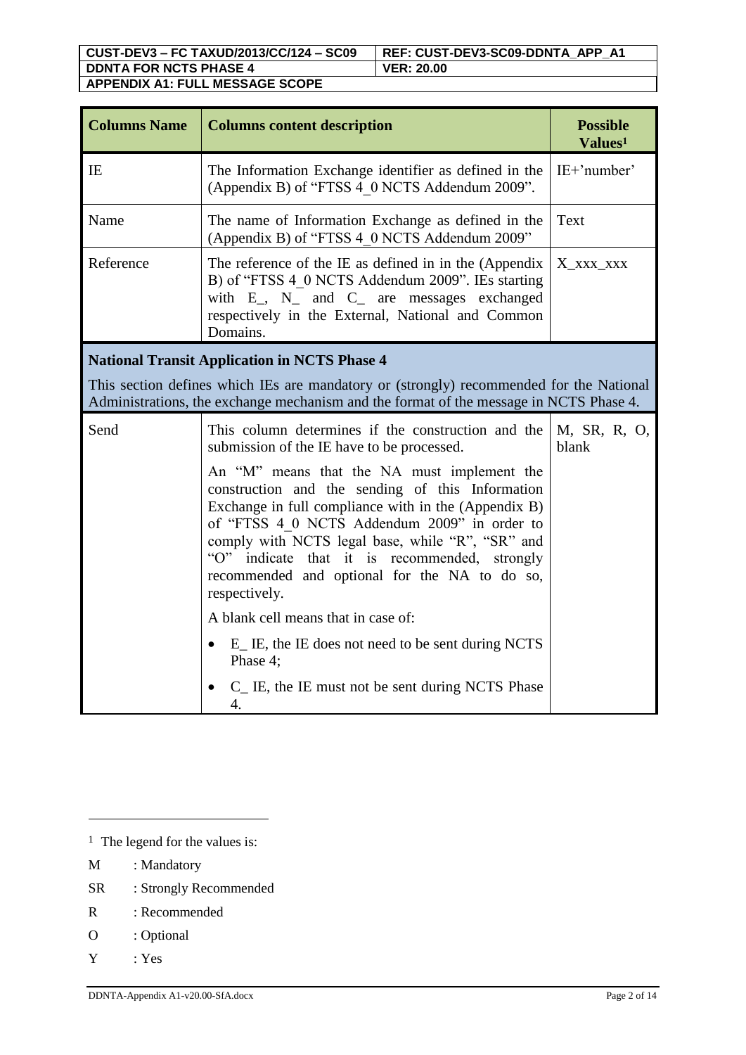| Columns Name | Columns content description | Possible Values[1] |
|---|---|---|
| IE | The Information Exchange identifier as defined in the (Appendix B) of "FTSS 4_0 NCTS Addendum 2009". | IE+'number' |
| Name | The name of Information Exchange as defined in the (Appendix B) of "FTSS 4_0 NCTS Addendum 2009" | Text |
| Reference | The reference of the IE as defined in in the (Appendix B) of "FTSS 4_0 NCTS Addendum 2009". IEs starting with E_, N_ and C_ are messages exchanged respectively in the External, National and Common Domains. | X_xxx_xxx |
| **National Transit Application in NCTS Phase 4**<br><br>This section defines which IEs are mandatory or (strongly) recommended for the National Administrations, the exchange mechanism and the format of the message in NCTS Phase 4. | | |
| Send | This column determines if the construction and the submission of the IE have to be processed.<br><br>An "M" means that the NA must implement the construction and the sending of this Information Exchange in full compliance with in the (Appendix B) of "FTSS 4_0 NCTS Addendum 2009" in order to comply with NCTS legal base, while "R", "SR" and "O" indicate that it is recommended, strongly recommended and optional for the NA to do so, respectively.<br><br>A blank cell means that in case of:<br><br>• E_ IE, the IE does not need to be sent during NCTS Phase 4;<br><br>• C_ IE, the IE must not be sent during NCTS Phase 4. | M, SR, R, O, blank |

[1] The legend for the values is:

M : Mandatory

SR : Strongly Recommended

R : Recommended

O : Optional

Y : Yes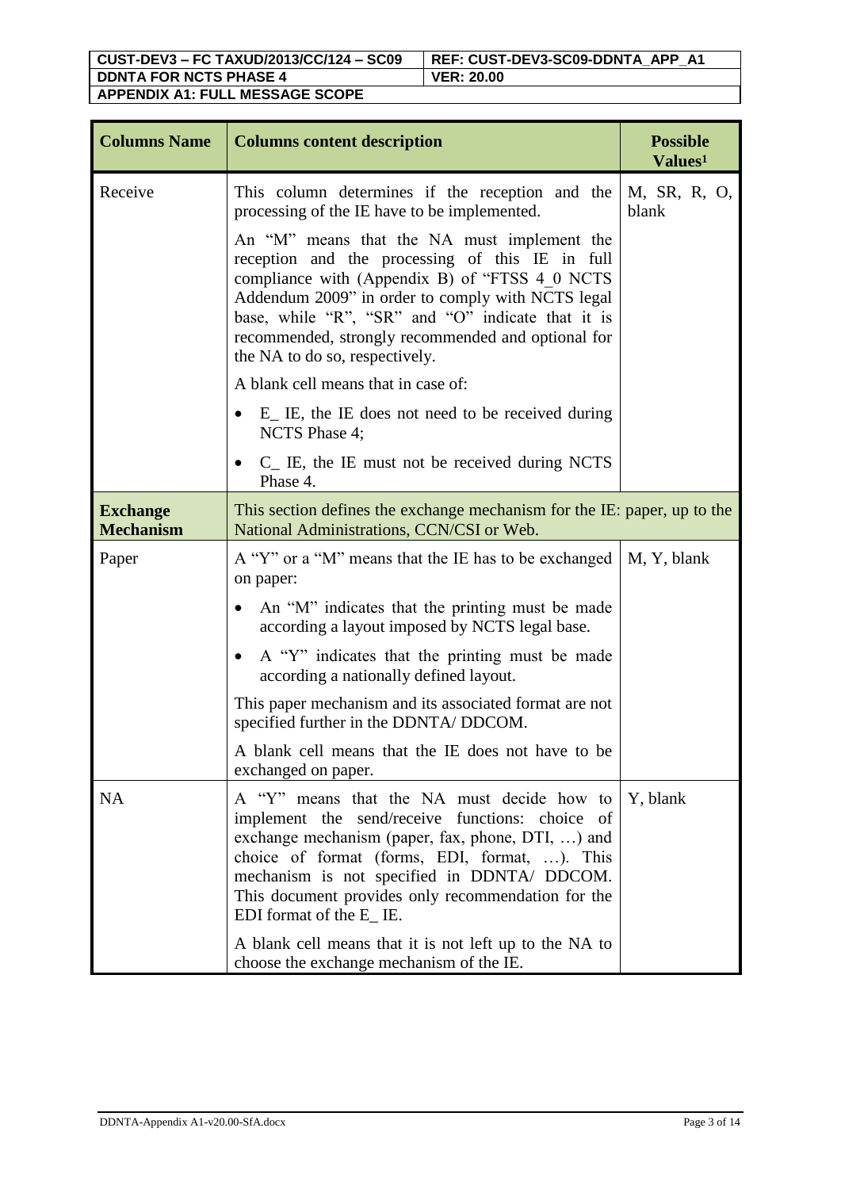| Columns Name | Columns content description | Possible Values[1] |
|---|---|---|
| Receive | This column determines if the reception and the processing of the IE have to be implemented.<br><br>An "M" means that the NA must implement the reception and the processing of this IE in full compliance with (Appendix B) of "FTSS 4_0 NCTS Addendum 2009" in order to comply with NCTS legal base, while "R", "SR" and "O" indicate that it is recommended, strongly recommended and optional for the NA to do so, respectively.<br><br>A blank cell means that in case of:<br><br>• E_ IE, the IE does not need to be received during NCTS Phase 4;<br><br>• C_ IE, the IE must not be received during NCTS Phase 4. | M, SR, R, O, blank |
| **Exchange Mechanism** | This section defines the exchange mechanism for the IE: paper, up to the National Administrations, CCN/CSI or Web. | |
| Paper | A "Y" or a "M" means that the IE has to be exchanged on paper:<br><br>• An "M" indicates that the printing must be made according a layout imposed by NCTS legal base.<br><br>• A "Y" indicates that the printing must be made according a nationally defined layout.<br><br>This paper mechanism and its associated format are not specified further in the DDNTA/ DDCOM.<br><br>A blank cell means that the IE does not have to be exchanged on paper. | M, Y, blank |
| NA | A "Y" means that the NA must decide how to implement the send/receive functions: choice of exchange mechanism (paper, fax, phone, DTI, …) and choice of format (forms, EDI, format, …). This mechanism is not specified in DDNTA/ DDCOM. This document provides only recommendation for the EDI format of the E_ IE.<br><br>A blank cell means that it is not left up to the NA to choose the exchange mechanism of the IE. | Y, blank |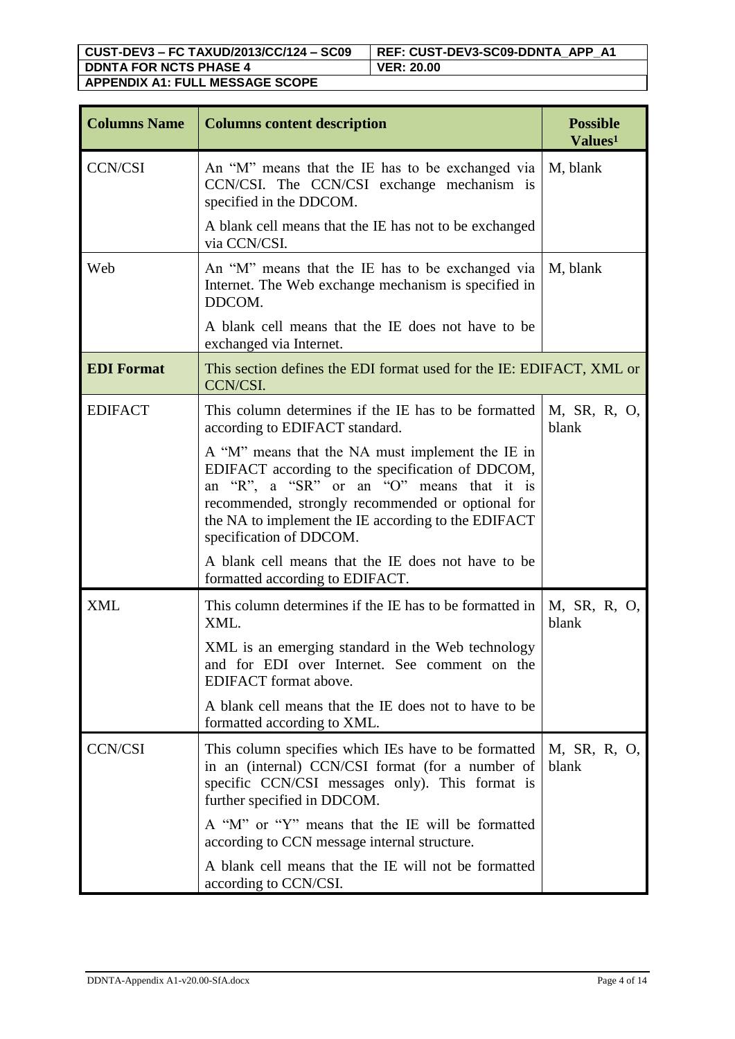| Columns Name | Columns content description | Possible Values[1] |
|---|---|---|
| CCN/CSI | An "M" means that the IE has to be exchanged via CCN/CSI. The CCN/CSI exchange mechanism is specified in the DDCOM.<br><br>A blank cell means that the IE has not to be exchanged via CCN/CSI. | M, blank |
| Web | An "M" means that the IE has to be exchanged via Internet. The Web exchange mechanism is specified in DDCOM.<br><br>A blank cell means that the IE does not have to be exchanged via Internet. | M, blank |
| **EDI Format** | This section defines the EDI format used for the IE: EDIFACT, XML or CCN/CSI. | |
| EDIFACT | This column determines if the IE has to be formatted according to EDIFACT standard.<br><br>A "M" means that the NA must implement the IE in EDIFACT according to the specification of DDCOM, an "R", a "SR" or an "O" means that it is recommended, strongly recommended or optional for the NA to implement the IE according to the EDIFACT specification of DDCOM.<br><br>A blank cell means that the IE does not have to be formatted according to EDIFACT. | M, SR, R, O, blank |
| XML | This column determines if the IE has to be formatted in XML.<br><br>XML is an emerging standard in the Web technology and for EDI over Internet. See comment on the EDIFACT format above.<br><br>A blank cell means that the IE does not to have to be formatted according to XML. | M, SR, R, O, blank |
| CCN/CSI | This column specifies which IEs have to be formatted in an (internal) CCN/CSI format (for a number of specific CCN/CSI messages only). This format is further specified in DDCOM.<br><br>A "M" or "Y" means that the IE will be formatted according to CCN message internal structure.<br><br>A blank cell means that the IE will not be formatted according to CCN/CSI. | M, SR, R, O, blank |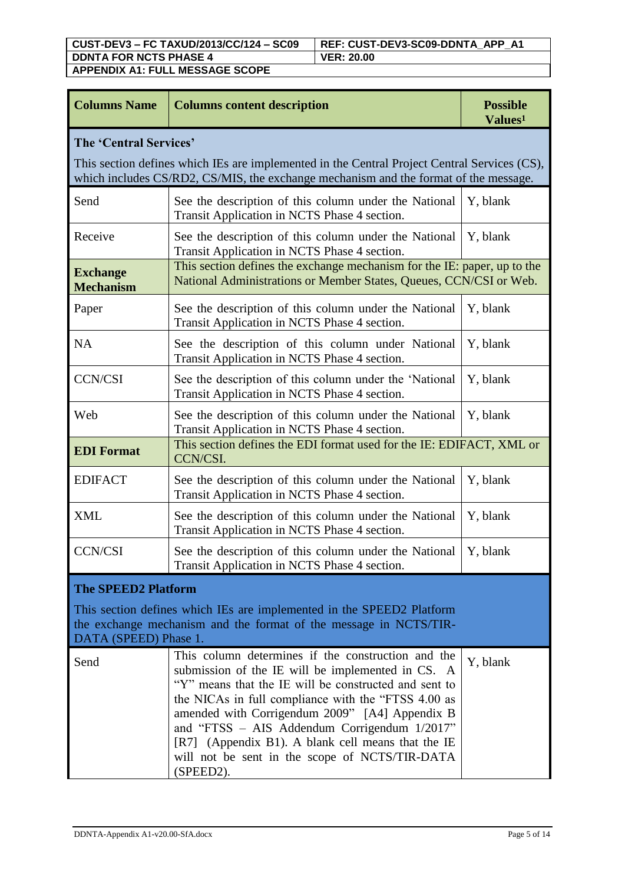| Columns Name | Columns content description | Possible Values[1] |
|---|---|---|
| **The 'Central Services'** This section defines which IEs are implemented in the Central Project Central Services (CS), which includes CS/RD2, CS/MIS, the exchange mechanism and the format of the message. | | |
| Send | See the description of this column under the National Transit Application in NCTS Phase 4 section. | Y, blank |
| Receive | See the description of this column under the National Transit Application in NCTS Phase 4 section. | Y, blank |
| **Exchange Mechanism** | This section defines the exchange mechanism for the IE: paper, up to the National Administrations or Member States, Queues, CCN/CSI or Web. | |
| Paper | See the description of this column under the National Transit Application in NCTS Phase 4 section. | Y, blank |
| NA | See the description of this column under National Transit Application in NCTS Phase 4 section. | Y, blank |
| CCN/CSI | See the description of this column under the 'National Transit Application in NCTS Phase 4 section. | Y, blank |
| Web | See the description of this column under the National Transit Application in NCTS Phase 4 section. | Y, blank |
| **EDI Format** | This section defines the EDI format used for the IE: EDIFACT, XML or CCN/CSI. | |
| EDIFACT | See the description of this column under the National Transit Application in NCTS Phase 4 section. | Y, blank |
| XML | See the description of this column under the National Transit Application in NCTS Phase 4 section. | Y, blank |
| CCN/CSI | See the description of this column under the National Transit Application in NCTS Phase 4 section. | Y, blank |
| **The SPEED2 Platform** This section defines which IEs are implemented in the SPEED2 Platform the exchange mechanism and the format of the message in NCTS/TIR-DATA (SPEED) Phase 1. | | |
| Send | This column determines if the construction and the submission of the IE will be implemented in CS. A "Y" means that the IE will be constructed and sent to the NICAs in full compliance with the "FTSS 4.00 as amended with Corrigendum 2009" [A4] Appendix B and "FTSS – AIS Addendum Corrigendum 1/2017" [R7] (Appendix B1). A blank cell means that the IE will not be sent in the scope of NCTS/TIR-DATA (SPEED2). | Y, blank |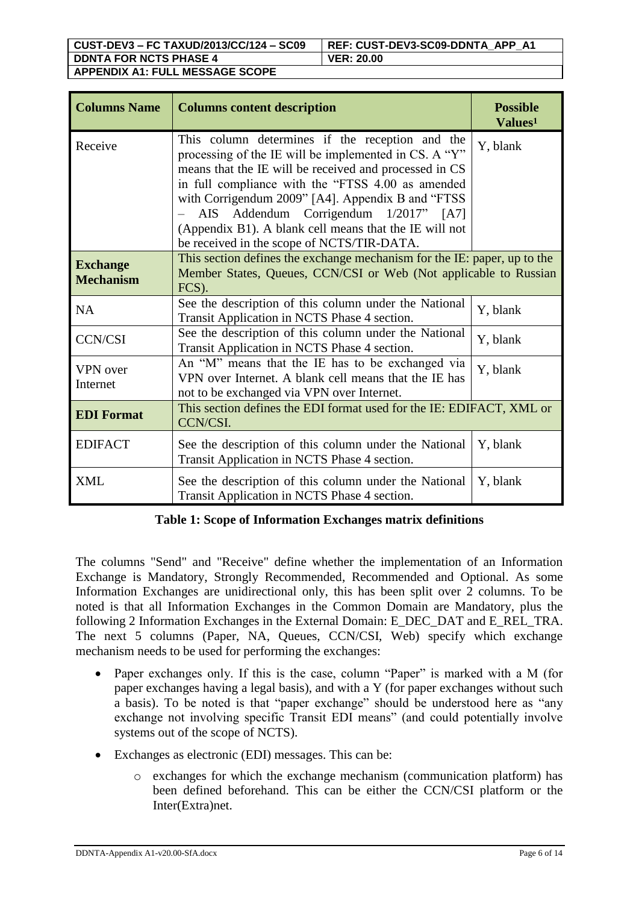| Columns Name | Columns content description | Possible Values[1] |
|---|---|---|
| Receive | This column determines if the reception and the processing of the IE will be implemented in CS. A "Y" means that the IE will be received and processed in CS in full compliance with the "FTSS 4.00 as amended with Corrigendum 2009" [A4]. Appendix B and "FTSS – AIS Addendum Corrigendum 1/2017" [A7] (Appendix B1). A blank cell means that the IE will not be received in the scope of NCTS/TIR-DATA. | Y, blank |
| **Exchange Mechanism** | This section defines the exchange mechanism for the IE: paper, up to the Member States, Queues, CCN/CSI or Web (Not applicable to Russian FCS). | |
| NA | See the description of this column under the National Transit Application in NCTS Phase 4 section. | Y, blank |
| CCN/CSI | See the description of this column under the National Transit Application in NCTS Phase 4 section. | Y, blank |
| VPN over Internet | An "M" means that the IE has to be exchanged via VPN over Internet. A blank cell means that the IE has not to be exchanged via VPN over Internet. | Y, blank |
| **EDI Format** | This section defines the EDI format used for the IE: EDIFACT, XML or CCN/CSI. | |
| EDIFACT | See the description of this column under the National Transit Application in NCTS Phase 4 section. | Y, blank |
| XML | See the description of this column under the National Transit Application in NCTS Phase 4 section. | Y, blank |

**Table 1: Scope of Information Exchanges matrix definitions**

The columns "Send" and "Receive" define whether the implementation of an Information Exchange is Mandatory, Strongly Recommended, Recommended and Optional. As some Information Exchanges are unidirectional only, this has been split over 2 columns. To be noted is that all Information Exchanges in the Common Domain are Mandatory, plus the following 2 Information Exchanges in the External Domain: E_DEC_DAT and E_REL_TRA. The next 5 columns (Paper, NA, Queues, CCN/CSI, Web) specify which exchange mechanism needs to be used for performing the exchanges:

- Paper exchanges only. If this is the case, column "Paper" is marked with a M (for paper exchanges having a legal basis), and with a Y (for paper exchanges without such a basis). To be noted is that "paper exchange" should be understood here as "any exchange not involving specific Transit EDI means" (and could potentially involve systems out of the scope of NCTS).
- Exchanges as electronic (EDI) messages. This can be:
  - exchanges for which the exchange mechanism (communication platform) has been defined beforehand. This can be either the CCN/CSI platform or the Inter(Extra)net.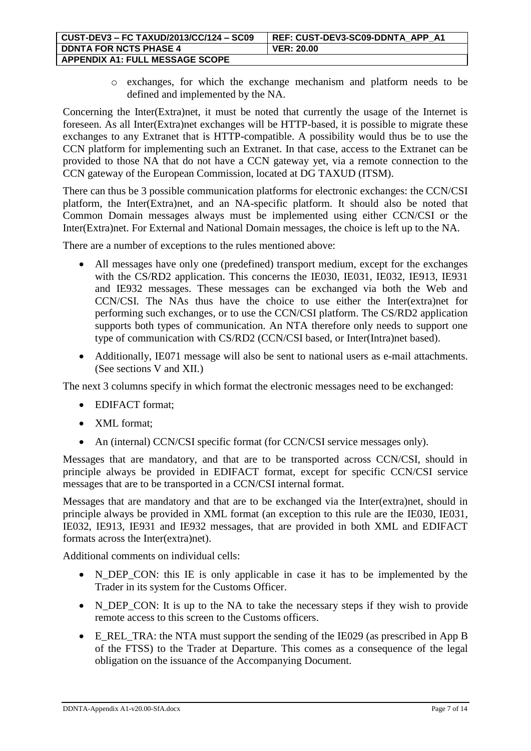- exchanges, for which the exchange mechanism and platform needs to be defined and implemented by the NA.

Concerning the Inter(Extra)net, it must be noted that currently the usage of the Internet is foreseen. As all Inter(Extra)net exchanges will be HTTP-based, it is possible to migrate these exchanges to any Extranet that is HTTP-compatible. A possibility would thus be to use the CCN platform for implementing such an Extranet. In that case, access to the Extranet can be provided to those NA that do not have a CCN gateway yet, via a remote connection to the CCN gateway of the European Commission, located at DG TAXUD (ITSM).

There can thus be 3 possible communication platforms for electronic exchanges: the CCN/CSI platform, the Inter(Extra)net, and an NA-specific platform. It should also be noted that Common Domain messages always must be implemented using either CCN/CSI or the Inter(Extra)net. For External and National Domain messages, the choice is left up to the NA.

There are a number of exceptions to the rules mentioned above:

- All messages have only one (predefined) transport medium, except for the exchanges with the CS/RD2 application. This concerns the IE030, IE031, IE032, IE913, IE931 and IE932 messages. These messages can be exchanged via both the Web and CCN/CSI. The NAs thus have the choice to use either the Inter(extra)net for performing such exchanges, or to use the CCN/CSI platform. The CS/RD2 application supports both types of communication. An NTA therefore only needs to support one type of communication with CS/RD2 (CCN/CSI based, or Inter(Intra)net based).
- Additionally, IE071 message will also be sent to national users as e-mail attachments. (See sections V and XII.)

The next 3 columns specify in which format the electronic messages need to be exchanged:

- EDIFACT format;
- XML format;
- An (internal) CCN/CSI specific format (for CCN/CSI service messages only).

Messages that are mandatory, and that are to be transported across CCN/CSI, should in principle always be provided in EDIFACT format, except for specific CCN/CSI service messages that are to be transported in a CCN/CSI internal format.

Messages that are mandatory and that are to be exchanged via the Inter(extra)net, should in principle always be provided in XML format (an exception to this rule are the IE030, IE031, IE032, IE913, IE931 and IE932 messages, that are provided in both XML and EDIFACT formats across the Inter(extra)net).

Additional comments on individual cells:

- N_DEP_CON: this IE is only applicable in case it has to be implemented by the Trader in its system for the Customs Officer.
- N_DEP_CON: It is up to the NA to take the necessary steps if they wish to provide remote access to this screen to the Customs officers.
- E_REL_TRA: the NTA must support the sending of the IE029 (as prescribed in App B of the FTSS) to the Trader at Departure. This comes as a consequence of the legal obligation on the issuance of the Accompanying Document.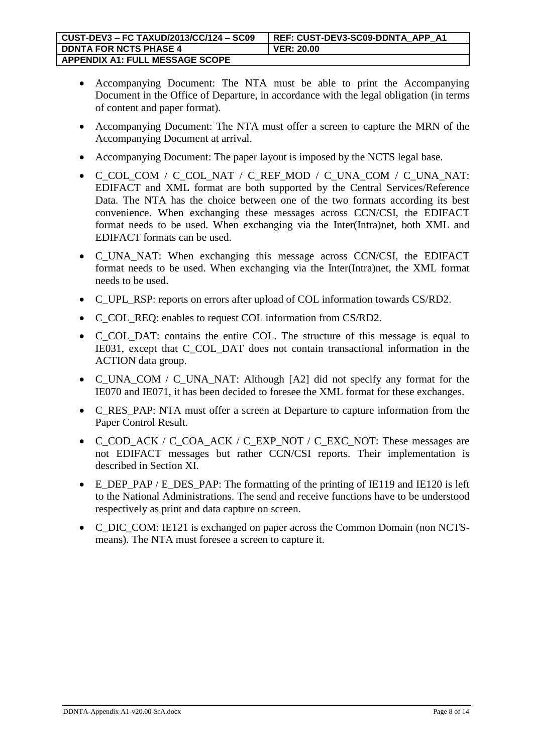- Accompanying Document: The NTA must be able to print the Accompanying Document in the Office of Departure, in accordance with the legal obligation (in terms of content and paper format).
- Accompanying Document: The NTA must offer a screen to capture the MRN of the Accompanying Document at arrival.
- Accompanying Document: The paper layout is imposed by the NCTS legal base.
- C_COL_COM / C_COL_NAT / C_REF_MOD / C_UNA_COM / C_UNA_NAT: EDIFACT and XML format are both supported by the Central Services/Reference Data. The NTA has the choice between one of the two formats according its best convenience. When exchanging these messages across CCN/CSI, the EDIFACT format needs to be used. When exchanging via the Inter(Intra)net, both XML and EDIFACT formats can be used.
- C_UNA_NAT: When exchanging this message across CCN/CSI, the EDIFACT format needs to be used. When exchanging via the Inter(Intra)net, the XML format needs to be used.
- C_UPL_RSP: reports on errors after upload of COL information towards CS/RD2.
- C_COL_REQ: enables to request COL information from CS/RD2.
- C_COL_DAT: contains the entire COL. The structure of this message is equal to IE031, except that C_COL_DAT does not contain transactional information in the ACTION data group.
- C_UNA_COM / C_UNA_NAT: Although [A2] did not specify any format for the IE070 and IE071, it has been decided to foresee the XML format for these exchanges.
- C_RES_PAP: NTA must offer a screen at Departure to capture information from the Paper Control Result.
- C_COD_ACK / C_COA_ACK / C_EXP_NOT / C_EXC_NOT: These messages are not EDIFACT messages but rather CCN/CSI reports. Their implementation is described in Section XI.
- E_DEP_PAP / E_DES_PAP: The formatting of the printing of IE119 and IE120 is left to the National Administrations. The send and receive functions have to be understood respectively as print and data capture on screen.
- C_DIC_COM: IE121 is exchanged on paper across the Common Domain (non NCTS-means). The NTA must foresee a screen to capture it.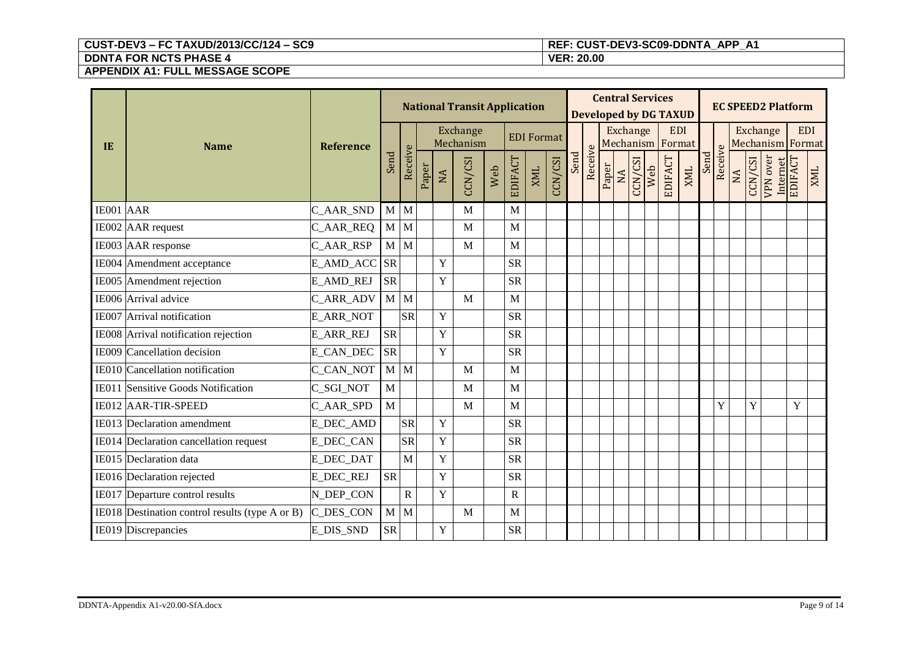| IE | Name | Reference | National Transit Application | | | | | | | | | Central Services Developed by DG TAXUD | | | | | | | | EC SPEED2 Platform | | | | | | |
|---|---|---|---|---|---|---|---|---|---|---|---|---|---|---|---|---|---|---|---|---|---|---|---|---|---|---|
| | | | | | Exchange Mechanism | | | | EDI Format | | | | | Exchange Mechanism | | | | EDI Format | | | | Exchange Mechanism | | | EDI Format | |
| | | | Send | Receive | Paper | NA | CCN/CSI | Web | EDIFACT | XML | CCN/CSI | Send | Receive | Paper | NA | CCN/CSI | Web | EDIFACT | XML | Send | Receive | NA | CCN/CSI | VPN over Internet | EDIFACT | XML |
| IE001 | AAR | C_AAR_SND | M | M | | | M | | M | | | | | | | | | | | | | | | | | |
| IE002 | AAR request | C_AAR_REQ | M | M | | | M | | M | | | | | | | | | | | | | | | | | |
| IE003 | AAR response | C_AAR_RSP | M | M | | | M | | M | | | | | | | | | | | | | | | | | |
| IE004 | Amendment acceptance | E_AMD_ACC | SR | | | Y | | | SR | | | | | | | | | | | | | | | | | |
| IE005 | Amendment rejection | E_AMD_REJ | SR | | | Y | | | SR | | | | | | | | | | | | | | | | | |
| IE006 | Arrival advice | C_ARR_ADV | M | M | | | M | | M | | | | | | | | | | | | | | | | | |
| IE007 | Arrival notification | E_ARR_NOT | | SR | | Y | | | SR | | | | | | | | | | | | | | | | | |
| IE008 | Arrival notification rejection | E_ARR_REJ | SR | | | Y | | | SR | | | | | | | | | | | | | | | | | |
| IE009 | Cancellation decision | E_CAN_DEC | SR | | | Y | | | SR | | | | | | | | | | | | | | | | | |
| IE010 | Cancellation notification | C_CAN_NOT | M | M | | | M | | M | | | | | | | | | | | | | | | | | |
| IE011 | Sensitive Goods Notification | C_SGI_NOT | M | | | | M | | M | | | | | | | | | | | | | | | | | |
| IE012 | AAR-TIR-SPEED | C_AAR_SPD | M | | | | M | | M | | | | | | | | | | | | Y | | Y | | Y | |
| IE013 | Declaration amendment | E_DEC_AMD | | SR | | Y | | | SR | | | | | | | | | | | | | | | | | |
| IE014 | Declaration cancellation request | E_DEC_CAN | | SR | | Y | | | SR | | | | | | | | | | | | | | | | | |
| IE015 | Declaration data | E_DEC_DAT | | M | | Y | | | SR | | | | | | | | | | | | | | | | | |
| IE016 | Declaration rejected | E_DEC_REJ | SR | | | Y | | | SR | | | | | | | | | | | | | | | | | |
| IE017 | Departure control results | N_DEP_CON | | R | | Y | | | R | | | | | | | | | | | | | | | | | |
| IE018 | Destination control results (type A or B) | C_DES_CON | M | M | | | M | | M | | | | | | | | | | | | | | | | | |
| IE019 | Discrepancies | E_DIS_SND | SR | | | Y | | | SR | | | | | | | | | | | | | | | | | |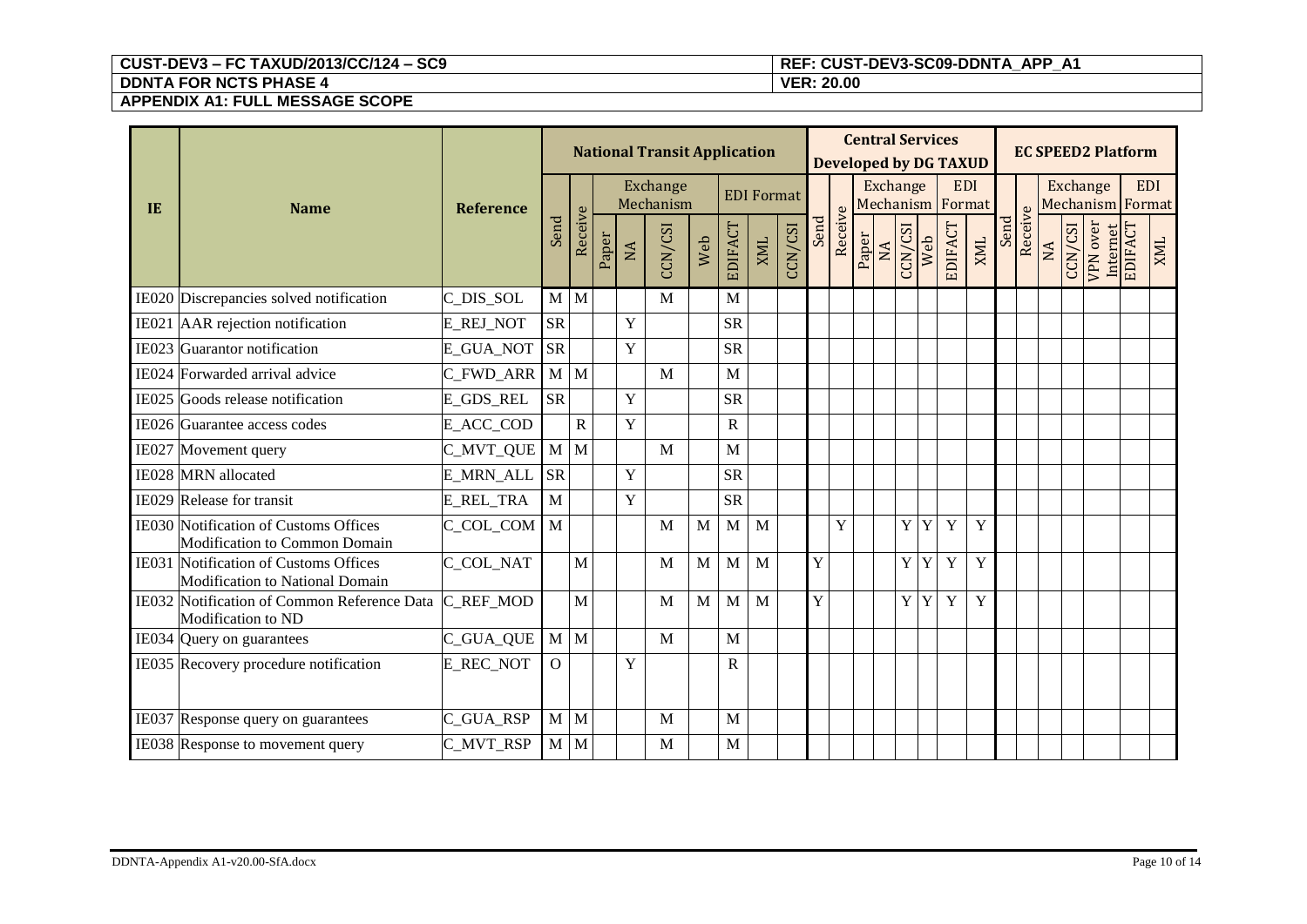| IE | Name | Reference | National Transit Application | | | | | | | | | Central Services Developed by DG TAXUD | | | | | | | | EC SPEED2 Platform | | | | | | |
|---|---|---|---|---|---|---|---|---|---|---|---|---|---|---|---|---|---|---|---|---|---|---|---|---|---|---|
| | | | | | Exchange Mechanism | | | | EDI Format | | | | | Exchange Mechanism | | | | EDI Format | | | | Exchange Mechanism | | | EDI Format | |
| | | | Send | Receive | Paper | NA | CCN/CSI | Web | EDIFACT | XML | CCN/CSI | Send | Receive | Paper | NA | CCN/CSI | Web | EDIFACT | XML | Send | Receive | NA | CCN/CSI | VPN over Internet | EDIFACT | XML |
| IE020 | Discrepancies solved notification | C_DIS_SOL | M | M | | | M | | M | | | | | | | | | | | | | | | | | |
| IE021 | AAR rejection notification | E_REJ_NOT | SR | | | Y | | | SR | | | | | | | | | | | | | | | | | |
| IE023 | Guarantor notification | E_GUA_NOT | SR | | | Y | | | SR | | | | | | | | | | | | | | | | | |
| IE024 | Forwarded arrival advice | C_FWD_ARR | M | M | | | M | | M | | | | | | | | | | | | | | | | | |
| IE025 | Goods release notification | E_GDS_REL | SR | | | Y | | | SR | | | | | | | | | | | | | | | | | |
| IE026 | Guarantee access codes | E_ACC_COD | | R | | Y | | | R | | | | | | | | | | | | | | | | | |
| IE027 | Movement query | C_MVT_QUE | M | M | | | M | | M | | | | | | | | | | | | | | | | | |
| IE028 | MRN allocated | E_MRN_ALL | SR | | | Y | | | SR | | | | | | | | | | | | | | | | | |
| IE029 | Release for transit | E_REL_TRA | M | | | Y | | | SR | | | | | | | | | | | | | | | | | |
| IE030 | Notification of Customs Offices Modification to Common Domain | C_COL_COM | M | | | | M | M | M | M | | | Y | | | Y | Y | Y | Y | | | | | | | |
| IE031 | Notification of Customs Offices Modification to National Domain | C_COL_NAT | | M | | | M | M | M | M | | Y | | | | Y | Y | Y | Y | | | | | | | |
| IE032 | Notification of Common Reference Data Modification to ND | C_REF_MOD | | M | | | M | M | M | M | | Y | | | | Y | Y | Y | Y | | | | | | | |
| IE034 | Query on guarantees | C_GUA_QUE | M | M | | | M | | M | | | | | | | | | | | | | | | | | |
| IE035 | Recovery procedure notification | E_REC_NOT | O | | | Y | | | R | | | | | | | | | | | | | | | | | |
| IE037 | Response query on guarantees | C_GUA_RSP | M | M | | | M | | M | | | | | | | | | | | | | | | | | |
| IE038 | Response to movement query | C_MVT_RSP | M | M | | | M | | M | | | | | | | | | | | | | | | | | |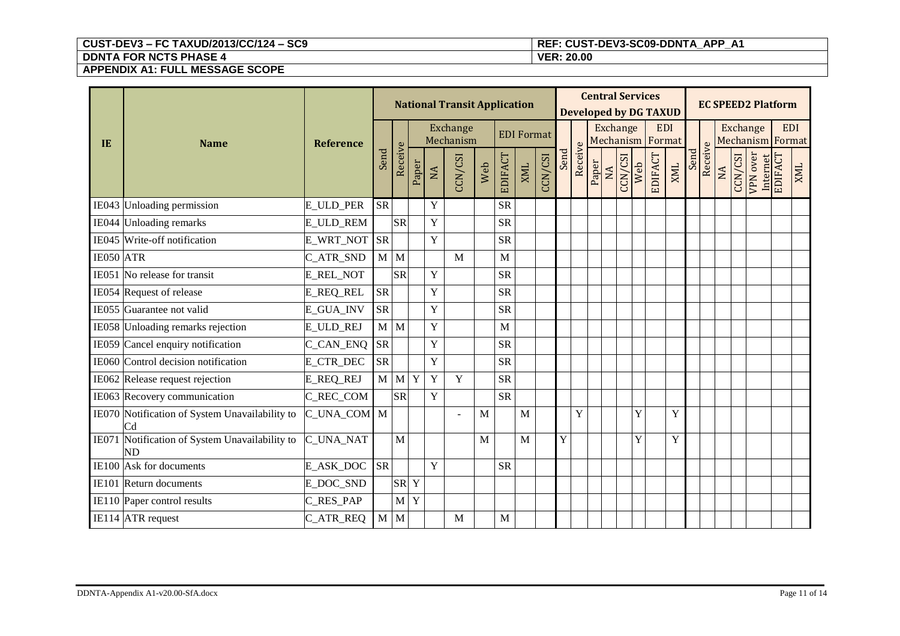| IE | Name | Reference | National Transit Application | | | | | | | | | Central Services Developed by DG TAXUD | | | | | | | | EC SPEED2 Platform | | | | | | |
|---|---|---|---|---|---|---|---|---|---|---|---|---|---|---|---|---|---|---|---|---|---|---|---|---|---|---|
| | | | Send | Receive | Exchange Mechanism | | | | EDI Format | | | Send | Receive | Exchange Mechanism | | | | EDI Format | | Send | Receive | Exchange Mechanism | | | EDI Format | |
| | | | | | Paper | NA | CCN/CSI | Web | EDIFACT | XML | CCN/CSI | | | Paper | NA | CCN/CSI | Web | EDIFACT | XML | | | NA | CCN/CSI | VPN over Internet | EDIFACT | XML |
| IE043 | Unloading permission | E_ULD_PER | SR | | | Y | | | SR | | | | | | | | | | | | | | | | | |
| IE044 | Unloading remarks | E_ULD_REM | | SR | | Y | | | SR | | | | | | | | | | | | | | | | | |
| IE045 | Write-off notification | E_WRT_NOT | SR | | | Y | | | SR | | | | | | | | | | | | | | | | | |
| IE050 | ATR | C_ATR_SND | M | M | | | M | | M | | | | | | | | | | | | | | | | | |
| IE051 | No release for transit | E_REL_NOT | | SR | | Y | | | SR | | | | | | | | | | | | | | | | | |
| IE054 | Request of release | E_REQ_REL | SR | | | Y | | | SR | | | | | | | | | | | | | | | | | |
| IE055 | Guarantee not valid | E_GUA_INV | SR | | | Y | | | SR | | | | | | | | | | | | | | | | | |
| IE058 | Unloading remarks rejection | E_ULD_REJ | M | M | | Y | | | M | | | | | | | | | | | | | | | | | |
| IE059 | Cancel enquiry notification | C_CAN_ENQ | SR | | | Y | | | SR | | | | | | | | | | | | | | | | | |
| IE060 | Control decision notification | E_CTR_DEC | SR | | | Y | | | SR | | | | | | | | | | | | | | | | | |
| IE062 | Release request rejection | E_REQ_REJ | M | M | Y | Y | Y | | SR | | | | | | | | | | | | | | | | | |
| IE063 | Recovery communication | C_REC_COM | | SR | | Y | | | SR | | | | | | | | | | | | | | | | | |
| IE070 | Notification of System Unavailability to Cd | C_UNA_COM | M | | | | - | M | | M | | | Y | | | | Y | | Y | | | | | | | |
| IE071 | Notification of System Unavailability to ND | C_UNA_NAT | | M | | | | M | | M | | Y | | | | | Y | | Y | | | | | | | |
| IE100 | Ask for documents | E_ASK_DOC | SR | | | Y | | | SR | | | | | | | | | | | | | | | | | |
| IE101 | Return documents | E_DOC_SND | | SR | Y | | | | | | | | | | | | | | | | | | | | | |
| IE110 | Paper control results | C_RES_PAP | | M | Y | | | | | | | | | | | | | | | | | | | | | |
| IE114 | ATR request | C_ATR_REQ | M | M | | | M | | M | | | | | | | | | | | | | | | | | |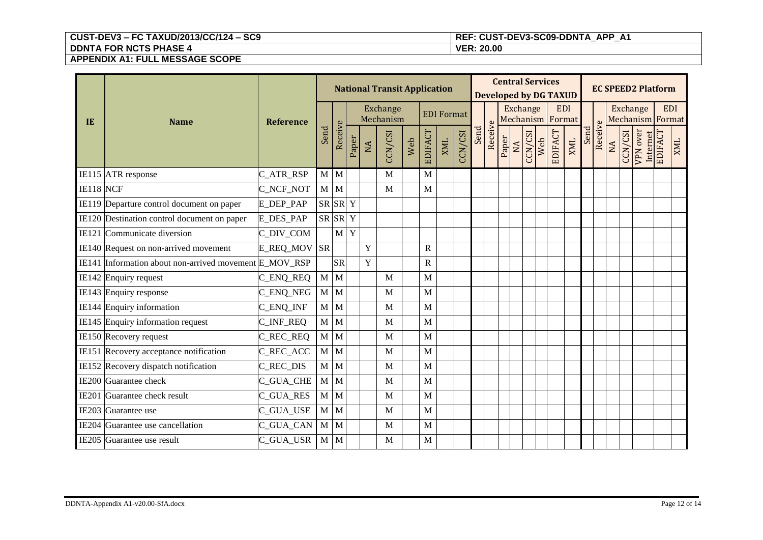| IE | Name | Reference | National Transit Application | | | | | | | | | Central Services Developed by DG TAXUD | | | | | | | | EC SPEED2 Platform | | | | | | |
|---|---|---|---|---|---|---|---|---|---|---|---|---|---|---|---|---|---|---|---|---|---|---|---|---|---|---|
| | | | | | Exchange Mechanism | | | | EDI Format | | | | | Exchange Mechanism | | | | EDI Format | | | | Exchange Mechanism | | | EDI Format | |
| | | | Send | Receive | Paper | NA | CCN/CSI | Web | EDIFACT | XML | CCN/CSI | Send | Receive | Paper | NA | CCN/CSI | Web | EDIFACT | XML | Send | Receive | NA | CCN/CSI | VPN over Internet | EDIFACT | XML |
| IE115 | ATR response | C_ATR_RSP | M | M | | | M | | M | | | | | | | | | | | | | | | | | |
| IE118 | NCF | C_NCF_NOT | M | M | | | M | | M | | | | | | | | | | | | | | | | | |
| IE119 | Departure control document on paper | E_DEP_PAP | SR | SR | Y | | | | | | | | | | | | | | | | | | | | | |
| IE120 | Destination control document on paper | E_DES_PAP | SR | SR | Y | | | | | | | | | | | | | | | | | | | | | |
| IE121 | Communicate diversion | C_DIV_COM | | M | Y | | | | | | | | | | | | | | | | | | | | | |
| IE140 | Request on non-arrived movement | E_REQ_MOV | SR | | | Y | | | R | | | | | | | | | | | | | | | | | |
| IE141 | Information about non-arrived movement | E_MOV_RSP | | SR | | Y | | | R | | | | | | | | | | | | | | | | | |
| IE142 | Enquiry request | C_ENQ_REQ | M | M | | | M | | M | | | | | | | | | | | | | | | | | |
| IE143 | Enquiry response | C_ENQ_NEG | M | M | | | M | | M | | | | | | | | | | | | | | | | | |
| IE144 | Enquiry information | C_ENQ_INF | M | M | | | M | | M | | | | | | | | | | | | | | | | | |
| IE145 | Enquiry information request | C_INF_REQ | M | M | | | M | | M | | | | | | | | | | | | | | | | | |
| IE150 | Recovery request | C_REC_REQ | M | M | | | M | | M | | | | | | | | | | | | | | | | | |
| IE151 | Recovery acceptance notification | C_REC_ACC | M | M | | | M | | M | | | | | | | | | | | | | | | | | |
| IE152 | Recovery dispatch notification | C_REC_DIS | M | M | | | M | | M | | | | | | | | | | | | | | | | | |
| IE200 | Guarantee check | C_GUA_CHE | M | M | | | M | | M | | | | | | | | | | | | | | | | | |
| IE201 | Guarantee check result | C_GUA_RES | M | M | | | M | | M | | | | | | | | | | | | | | | | | |
| IE203 | Guarantee use | C_GUA_USE | M | M | | | M | | M | | | | | | | | | | | | | | | | | |
| IE204 | Guarantee use cancellation | C_GUA_CAN | M | M | | | M | | M | | | | | | | | | | | | | | | | | |
| IE205 | Guarantee use result | C_GUA_USR | M | M | | | M | | M | | | | | | | | | | | | | | | | | |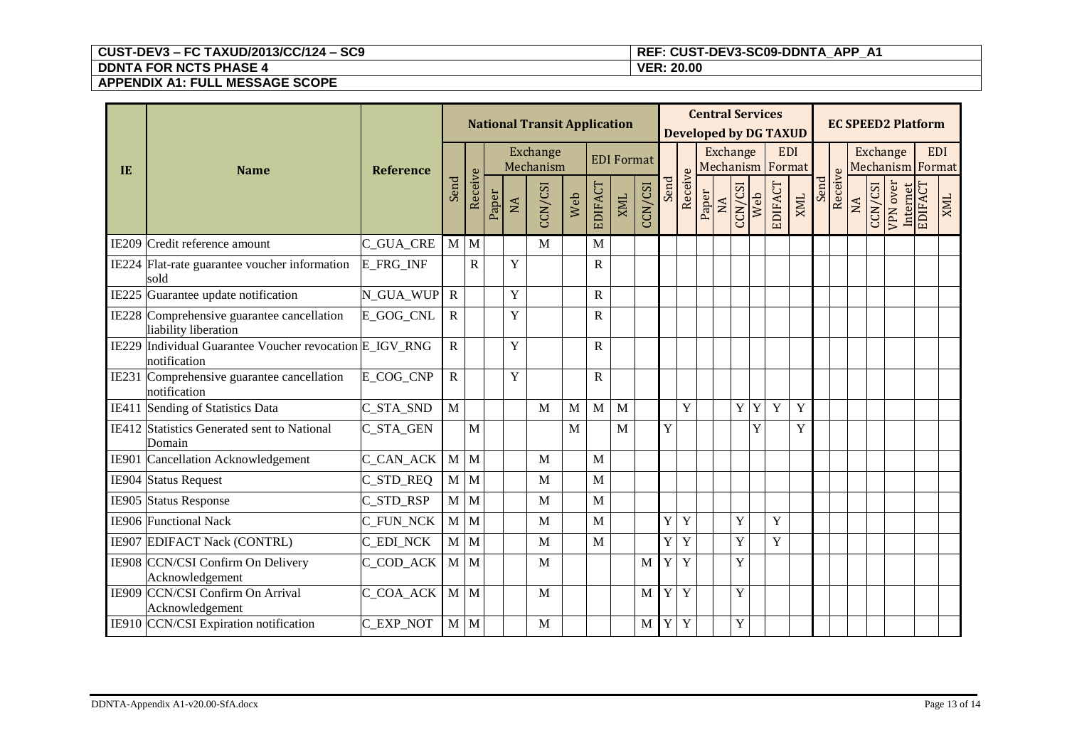| IE | Name | Reference | National Transit Application | | | | | | | | | Central Services Developed by DG TAXUD | | | | | | | | EC SPEED2 Platform | | | | | | |
|---|---|---|---|---|---|---|---|---|---|---|---|---|---|---|---|---|---|---|---|---|---|---|---|---|---|---|
| | | | Send | Receive | Exchange Mechanism | | | | EDI Format | | | Send | Receive | Exchange Mechanism | | | | EDI Format | | Send | Receive | Exchange Mechanism | | | EDI Format | |
| | | | | | Paper | NA | CCN/CSI | Web | EDIFACT | XML | CCN/CSI | | | Paper | NA | CCN/CSI | Web | EDIFACT | XML | | | NA | CCN/CSI | VPN over Internet | EDIFACT | XML |
| IE209 | Credit reference amount | C_GUA_CRE | M | M | | | M | | M | | | | | | | | | | | | | | | | | |
| IE224 | Flat-rate guarantee voucher information sold | E_FRG_INF | | R | | Y | | | R | | | | | | | | | | | | | | | | | |
| IE225 | Guarantee update notification | N_GUA_WUP | R | | | Y | | | R | | | | | | | | | | | | | | | | | |
| IE228 | Comprehensive guarantee cancellation liability liberation | E_GOG_CNL | R | | | Y | | | R | | | | | | | | | | | | | | | | | |
| IE229 | Individual Guarantee Voucher revocation notification | E_IGV_RNG | R | | | Y | | | R | | | | | | | | | | | | | | | | | |
| IE231 | Comprehensive guarantee cancellation notification | E_COG_CNP | R | | | Y | | | R | | | | | | | | | | | | | | | | | |
| IE411 | Sending of Statistics Data | C_STA_SND | M | | | | M | M | M | M | | | Y | | | Y | Y | Y | Y | | | | | | | |
| IE412 | Statistics Generated sent to National Domain | C_STA_GEN | | M | | | | M | | M | | Y | | | | | Y | | Y | | | | | | | |
| IE901 | Cancellation Acknowledgement | C_CAN_ACK | M | M | | | M | | M | | | | | | | | | | | | | | | | | |
| IE904 | Status Request | C_STD_REQ | M | M | | | M | | M | | | | | | | | | | | | | | | | | |
| IE905 | Status Response | C_STD_RSP | M | M | | | M | | M | | | | | | | | | | | | | | | | | |
| IE906 | Functional Nack | C_FUN_NCK | M | M | | | M | | M | | | Y | Y | | | Y | | Y | | | | | | | | |
| IE907 | EDIFACT Nack (CONTRL) | C_EDI_NCK | M | M | | | M | | M | | | Y | Y | | | Y | | Y | | | | | | | | |
| IE908 | CCN/CSI Confirm On Delivery Acknowledgement | C_COD_ACK | M | M | | | M | | | | M | Y | Y | | | Y | | | | | | | | | | |
| IE909 | CCN/CSI Confirm On Arrival Acknowledgement | C_COA_ACK | M | M | | | M | | | | M | Y | Y | | | Y | | | | | | | | | | |
| IE910 | CCN/CSI Expiration notification | C_EXP_NOT | M | M | | | M | | | | M | Y | Y | | | Y | | | | | | | | | | |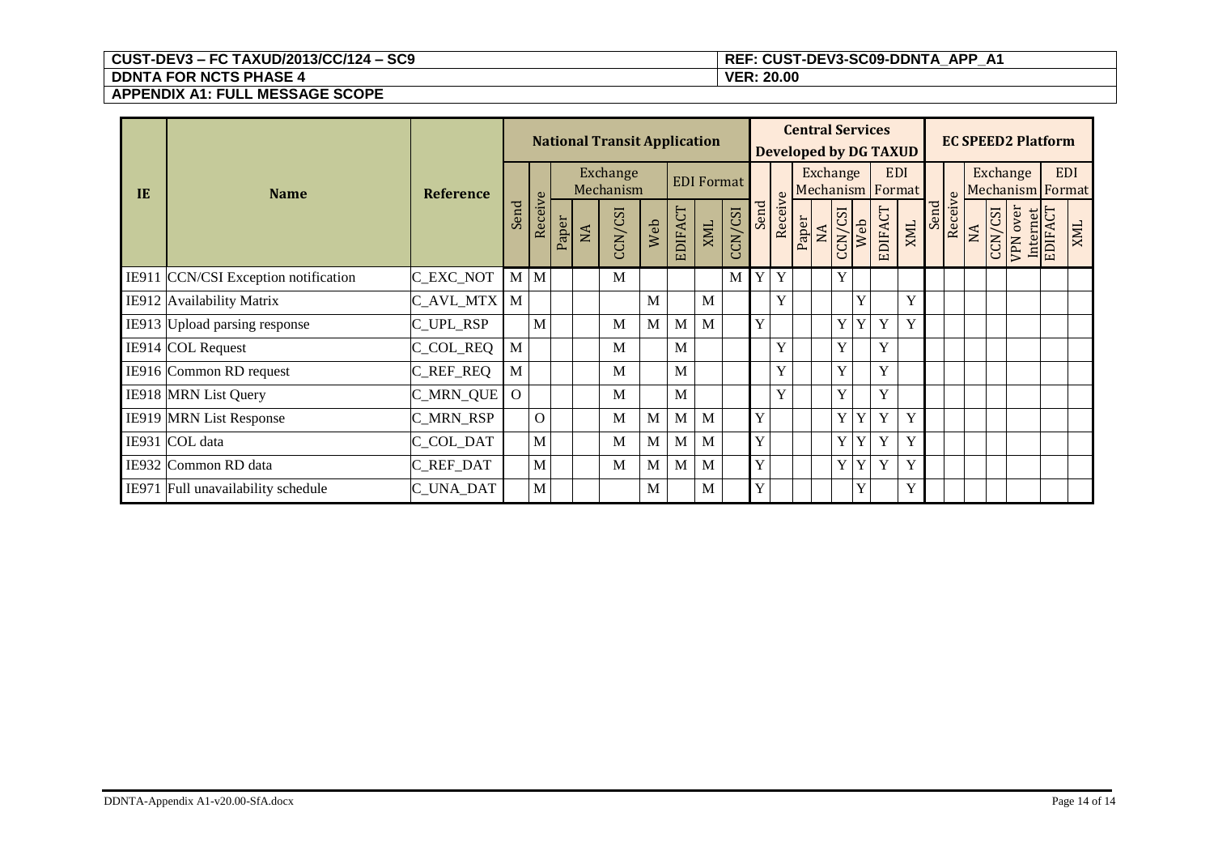| IE | Name | Reference | National Transit Application | | | | | | | | | Central Services Developed by DG TAXUD | | | | | | | | EC SPEED2 Platform | | | | | | |
|---|---|---|---|---|---|---|---|---|---|---|---|---|---|---|---|---|---|---|---|---|---|---|---|---|---|---|
| | | | | | Exchange Mechanism | | | | EDI Format | | | | | Exchange Mechanism | | | | EDI Format | | | | Exchange Mechanism | | | EDI Format | |
| | | | Send | Receive | Paper | NA | CCN/CSI | Web | EDIFACT | XML | CCN/CSI | Send | Receive | Paper | NA | CCN/CSI | Web | EDIFACT | XML | Send | Receive | NA | CCN/CSI | VPN over Internet | EDIFACT | XML |
| IE911 | CCN/CSI Exception notification | C_EXC_NOT | M | M | | | M | | | | M | Y | Y | | | Y | | | | | | | | | | |
| IE912 | Availability Matrix | C_AVL_MTX | M | | | | | M | | M | | | Y | | | | Y | | Y | | | | | | | |
| IE913 | Upload parsing response | C_UPL_RSP | | M | | | M | M | M | M | | Y | | | | Y | Y | Y | Y | | | | | | | |
| IE914 | COL Request | C_COL_REQ | M | | | | M | | M | | | | Y | | | Y | | Y | | | | | | | | |
| IE916 | Common RD request | C_REF_REQ | M | | | | M | | M | | | | Y | | | Y | | Y | | | | | | | | |
| IE918 | MRN List Query | C_MRN_QUE | O | | | | M | | M | | | | Y | | | Y | | Y | | | | | | | | |
| IE919 | MRN List Response | C_MRN_RSP | | O | | | M | M | M | M | | Y | | | | Y | Y | Y | Y | | | | | | | |
| IE931 | COL data | C_COL_DAT | | M | | | M | M | M | M | | Y | | | | Y | Y | Y | Y | | | | | | | |
| IE932 | Common RD data | C_REF_DAT | | M | | | M | M | M | M | | Y | | | | Y | Y | Y | Y | | | | | | | |
| IE971 | Full unavailability schedule | C_UNA_DAT | | M | | | | M | | M | | Y | | | | | Y | | Y | | | | | | | |